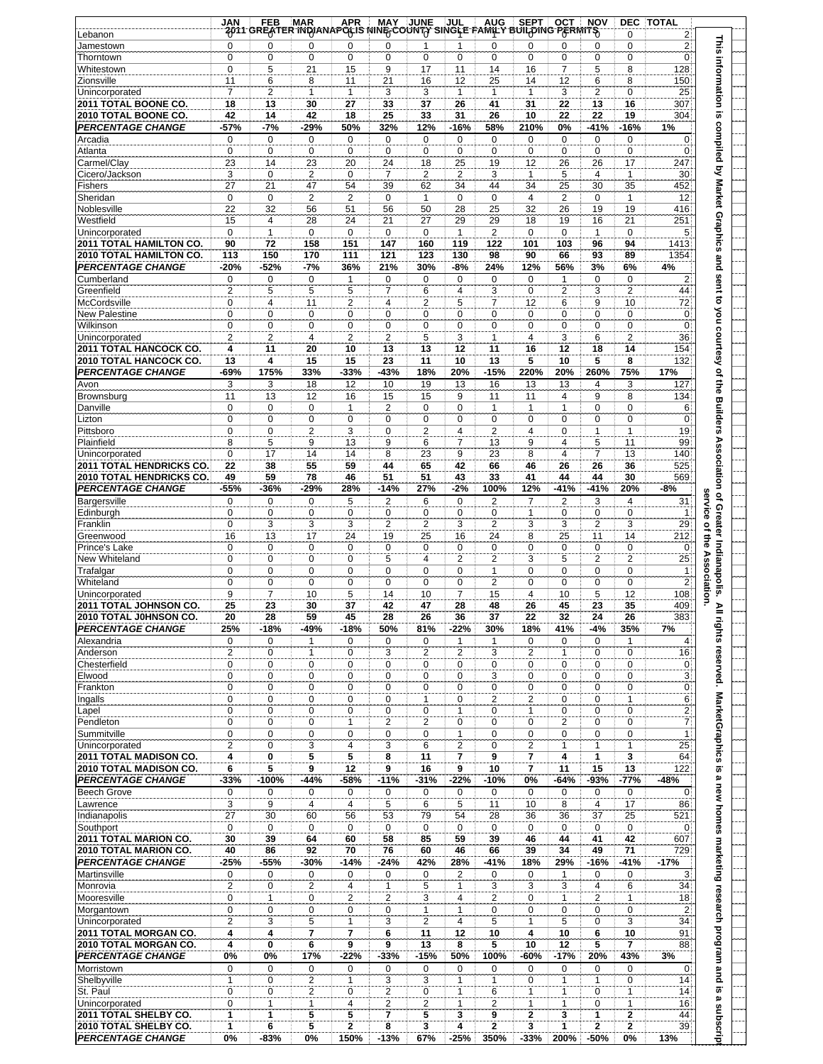# 2011 GREATER INDIANAPOLIS NINE-COUNTY SINGLE FAMILY BUILDING PERMITS

| | JAN | FEB | MAR | APR | MAY | JUNE | JUL | AUG | SEPT | OCT | NOV | DEC | TOTAL |
|---|---|---|---|---|---|---|---|---|---|---|---|---|---|
| Lebanon | 0 | 0 | 0 | 0 | 0 | 1 | 1 | 0 | 0 | 0 | 0 | 0 | 2 |
| Jamestown | 0 | 0 | 0 | 0 | 0 | 1 | 1 | 0 | 0 | 0 | 0 | 0 | 2 |
| Thorntown | 0 | 0 | 0 | 0 | 0 | 0 | 0 | 0 | 0 | 0 | 0 | 0 | 0 |
| Whitestown | 0 | 5 | 21 | 15 | 9 | 17 | 11 | 14 | 16 | 7 | 5 | 8 | 128 |
| Zionsville | 11 | 6 | 8 | 11 | 21 | 16 | 12 | 25 | 14 | 12 | 6 | 8 | 150 |
| Unincorporated | 7 | 2 | 1 | 1 | 3 | 3 | 1 | 1 | 1 | 3 | 2 | 0 | 25 |
| **2011 TOTAL BOONE CO.** | **18** | **13** | **30** | **27** | **33** | **37** | **26** | **41** | **31** | **22** | **13** | **16** | 307 |
| **2010 TOTAL BOONE CO.** | **42** | **14** | **42** | **18** | **25** | **33** | **31** | **26** | **10** | **22** | **22** | **19** | 304 |
| ***PERCENTAGE CHANGE*** | **-57%** | **-7%** | **-29%** | **50%** | **32%** | **12%** | **-16%** | **58%** | **210%** | **0%** | **-41%** | **-16%** | **1%** |
| Arcadia | 0 | 0 | 0 | 0 | 0 | 0 | 0 | 0 | 0 | 0 | 0 | 0 | 0 |
| Atlanta | 0 | 0 | 0 | 0 | 0 | 0 | 0 | 0 | 0 | 0 | 0 | 0 | 0 |
| Carmel/Clay | 23 | 14 | 23 | 20 | 24 | 18 | 25 | 19 | 12 | 26 | 26 | 17 | 247 |
| Cicero/Jackson | 3 | 0 | 2 | 0 | 7 | 2 | 2 | 3 | 1 | 5 | 4 | 1 | 30 |
| Fishers | 27 | 21 | 47 | 54 | 39 | 62 | 34 | 44 | 34 | 25 | 30 | 35 | 452 |
| Sheridan | 0 | 0 | 2 | 2 | 0 | 1 | 0 | 0 | 4 | 2 | 0 | 1 | 12 |
| Noblesville | 22 | 32 | 56 | 51 | 56 | 50 | 28 | 25 | 32 | 26 | 19 | 19 | 416 |
| Westfield | 15 | 4 | 28 | 24 | 21 | 27 | 29 | 29 | 18 | 19 | 16 | 21 | 251 |
| Unincorporated | 0 | 1 | 0 | 0 | 0 | 0 | 1 | 2 | 0 | 0 | 1 | 0 | 5 |
| **2011 TOTAL HAMILTON CO.** | **90** | **72** | **158** | **151** | **147** | **160** | **119** | **122** | **101** | **103** | **96** | **94** | 1413 |
| **2010 TOTAL HAMILTON CO.** | **113** | **150** | **170** | **111** | **121** | **123** | **130** | **98** | **90** | **66** | **93** | **89** | 1354 |
| ***PERCENTAGE CHANGE*** | **-20%** | **-52%** | **-7%** | **36%** | **21%** | **30%** | **-8%** | **24%** | **12%** | **56%** | **3%** | **6%** | **4%** |
| Cumberland | 0 | 0 | 0 | 1 | 0 | 0 | 0 | 0 | 0 | 1 | 0 | 0 | 2 |
| Greenfield | 2 | 5 | 5 | 5 | 7 | 6 | 4 | 3 | 0 | 2 | 3 | 2 | 44 |
| McCordsville | 0 | 4 | 11 | 2 | 4 | 2 | 5 | 7 | 12 | 6 | 9 | 10 | 72 |
| New Palestine | 0 | 0 | 0 | 0 | 0 | 0 | 0 | 0 | 0 | 0 | 0 | 0 | 0 |
| Wilkinson | 0 | 0 | 0 | 0 | 0 | 0 | 0 | 0 | 0 | 0 | 0 | 0 | 0 |
| Unincorporated | 2 | 2 | 4 | 2 | 2 | 5 | 3 | 1 | 4 | 3 | 6 | 2 | 36 |
| **2011 TOTAL HANCOCK CO.** | **4** | **11** | **20** | **10** | **13** | **13** | **12** | **11** | **16** | **12** | **18** | **14** | 154 |
| **2010 TOTAL HANCOCK CO.** | **13** | **4** | **15** | **15** | **23** | **11** | **10** | **13** | **5** | **10** | **5** | **8** | 132 |
| ***PERCENTAGE CHANGE*** | **-69%** | **175%** | **33%** | **-33%** | **-43%** | **18%** | **20%** | **-15%** | **220%** | **20%** | **260%** | **75%** | **17%** |
| Avon | 3 | 3 | 18 | 12 | 10 | 19 | 13 | 16 | 13 | 13 | 4 | 3 | 127 |
| Brownsburg | 11 | 13 | 12 | 16 | 15 | 15 | 9 | 11 | 11 | 4 | 9 | 8 | 134 |
| Danville | 0 | 0 | 0 | 1 | 2 | 0 | 0 | 1 | 1 | 1 | 0 | 0 | 6 |
| Lizton | 0 | 0 | 0 | 0 | 0 | 0 | 0 | 0 | 0 | 0 | 0 | 0 | 0 |
| Pittsboro | 0 | 0 | 2 | 3 | 0 | 2 | 4 | 2 | 4 | 0 | 1 | 1 | 19 |
| Plainfield | 8 | 5 | 9 | 13 | 9 | 6 | 7 | 13 | 9 | 4 | 5 | 11 | 99 |
| Unincorporated | 0 | 17 | 14 | 14 | 8 | 23 | 9 | 23 | 8 | 4 | 7 | 13 | 140 |
| **2011 TOTAL HENDRICKS CO.** | **22** | **38** | **55** | **59** | **44** | **65** | **42** | **66** | **46** | **26** | **26** | **36** | 525 |
| **2010 TOTAL HENDRICKS CO.** | **49** | **59** | **78** | **46** | **51** | **51** | **43** | **33** | **41** | **44** | **44** | **30** | 569 |
| ***PERCENTAGE CHANGE*** | **-55%** | **-36%** | **-29%** | **28%** | **-14%** | **27%** | **-2%** | **100%** | **12%** | **-41%** | **-41%** | **20%** | **-8%** |
| Bargersville | 0 | 0 | 0 | 5 | 2 | 6 | 0 | 2 | 7 | 2 | 3 | 4 | 31 |
| Edinburgh | 0 | 0 | 0 | 0 | 0 | 0 | 0 | 0 | 1 | 0 | 0 | 0 | 1 |
| Franklin | 0 | 3 | 3 | 3 | 2 | 2 | 3 | 2 | 3 | 3 | 2 | 3 | 29 |
| Greenwood | 16 | 13 | 17 | 24 | 19 | 25 | 16 | 24 | 8 | 25 | 11 | 14 | 212 |
| Prince's Lake | 0 | 0 | 0 | 0 | 0 | 0 | 0 | 0 | 0 | 0 | 0 | 0 | 0 |
| New Whiteland | 0 | 0 | 0 | 0 | 5 | 4 | 2 | 2 | 3 | 5 | 2 | 2 | 25 |
| Trafalgar | 0 | 0 | 0 | 0 | 0 | 0 | 0 | 1 | 0 | 0 | 0 | 0 | 1 |
| Whiteland | 0 | 0 | 0 | 0 | 0 | 0 | 0 | 2 | 0 | 0 | 0 | 0 | 2 |
| Unincorporated | 9 | 7 | 10 | 5 | 14 | 10 | 7 | 15 | 4 | 10 | 5 | 12 | 108 |
| **2011 TOTAL JOHNSON CO.** | **25** | **23** | **30** | **37** | **42** | **47** | **28** | **48** | **26** | **45** | **23** | **35** | 409 |
| **2010 TOTAL J0HNSON CO.** | **20** | **28** | **59** | **45** | **28** | **26** | **36** | **37** | **22** | **32** | **24** | **26** | 383 |
| ***PERCENTAGE CHANGE*** | **25%** | **-18%** | **-49%** | **-18%** | **50%** | **81%** | **-22%** | **30%** | **18%** | **41%** | **-4%** | **35%** | **7%** |
| Alexandria | 0 | 0 | 1 | 0 | 0 | 0 | 1 | 1 | 0 | 0 | 0 | 1 | 4 |
| Anderson | 2 | 0 | 1 | 0 | 3 | 2 | 2 | 3 | 2 | 1 | 0 | 0 | 16 |
| Chesterfield | 0 | 0 | 0 | 0 | 0 | 0 | 0 | 0 | 0 | 0 | 0 | 0 | 0 |
| Elwood | 0 | 0 | 0 | 0 | 0 | 0 | 0 | 3 | 0 | 0 | 0 | 0 | 3 |
| Frankton | 0 | 0 | 0 | 0 | 0 | 0 | 0 | 0 | 0 | 0 | 0 | 0 | 0 |
| Ingalls | 0 | 0 | 0 | 0 | 0 | 1 | 0 | 2 | 2 | 0 | 0 | 1 | 6 |
| Lapel | 0 | 0 | 0 | 0 | 0 | 0 | 1 | 0 | 1 | 0 | 0 | 0 | 2 |
| Pendleton | 0 | 0 | 0 | 1 | 2 | 2 | 0 | 0 | 0 | 2 | 0 | 0 | 7 |
| Summitville | 0 | 0 | 0 | 0 | 0 | 0 | 1 | 0 | 0 | 0 | 0 | 0 | 1 |
| Unincorporated | 2 | 0 | 3 | 4 | 3 | 6 | 2 | 0 | 2 | 1 | 1 | 1 | 25 |
| **2011 TOTAL MADISON CO.** | **4** | **0** | **5** | **5** | **8** | **11** | **7** | **9** | **7** | **4** | **1** | **3** | 64 |
| **2010 TOTAL MADISON CO.** | **6** | **5** | **9** | **12** | **9** | **16** | **9** | **10** | **7** | **11** | **15** | **13** | 122 |
| ***PERCENTAGE CHANGE*** | **-33%** | **-100%** | **-44%** | **-58%** | **-11%** | **-31%** | **-22%** | **-10%** | **0%** | **-64%** | **-93%** | **-77%** | **-48%** |
| Beech Grove | 0 | 0 | 0 | 0 | 0 | 0 | 0 | 0 | 0 | 0 | 0 | 0 | 0 |
| Lawrence | 3 | 9 | 4 | 4 | 5 | 6 | 5 | 11 | 10 | 8 | 4 | 17 | 86 |
| Indianapolis | 27 | 30 | 60 | 56 | 53 | 79 | 54 | 28 | 36 | 36 | 37 | 25 | 521 |
| Southport | 0 | 0 | 0 | 0 | 0 | 0 | 0 | 0 | 0 | 0 | 0 | 0 | 0 |
| **2011 TOTAL MARION CO.** | **30** | **39** | **64** | **60** | **58** | **85** | **59** | **39** | **46** | **44** | **41** | **42** | 607 |
| **2010 TOTAL MARION CO.** | **40** | **86** | **92** | **70** | **76** | **60** | **46** | **66** | **39** | **34** | **49** | **71** | 729 |
| ***PERCENTAGE CHANGE*** | **-25%** | **-55%** | **-30%** | **-14%** | **-24%** | **42%** | **28%** | **-41%** | **18%** | **29%** | **-16%** | **-41%** | **-17%** |
| Martinsville | 0 | 0 | 0 | 0 | 0 | 0 | 2 | 0 | 0 | 1 | 0 | 0 | 3 |
| Monrovia | 2 | 0 | 2 | 4 | 1 | 5 | 1 | 3 | 3 | 3 | 4 | 6 | 34 |
| Mooresville | 0 | 1 | 0 | 2 | 2 | 3 | 4 | 2 | 0 | 1 | 2 | 1 | 18 |
| Morgantown | 0 | 0 | 0 | 0 | 0 | 1 | 1 | 0 | 0 | 0 | 0 | 0 | 2 |
| Unincorporated | 2 | 3 | 5 | 1 | 3 | 2 | 4 | 5 | 1 | 5 | 0 | 3 | 34 |
| **2011 TOTAL MORGAN CO.** | **4** | **4** | **7** | **7** | **6** | **11** | **12** | **10** | **4** | **10** | **6** | **10** | 91 |
| **2010 TOTAL MORGAN CO.** | **4** | **0** | **6** | **9** | **9** | **13** | **8** | **5** | **10** | **12** | **5** | **7** | 88 |
| ***PERCENTAGE CHANGE*** | **0%** | **0%** | **17%** | **-22%** | **-33%** | **-15%** | **50%** | **100%** | **-60%** | **-17%** | **20%** | **43%** | **3%** |
| Morristown | 0 | 0 | 0 | 0 | 0 | 0 | 0 | 0 | 0 | 0 | 0 | 0 | 0 |
| Shelbyville | 1 | 0 | 2 | 1 | 3 | 3 | 1 | 1 | 0 | 1 | 1 | 0 | 14 |
| St. Paul | 0 | 0 | 2 | 0 | 2 | 0 | 1 | 6 | 1 | 1 | 0 | 1 | 14 |
| Unincorporated | 0 | 1 | 1 | 4 | 2 | 2 | 1 | 2 | 1 | 1 | 0 | 1 | 16 |
| **2011 TOTAL SHELBY CO.** | **1** | **1** | **5** | **5** | **7** | **5** | **3** | **9** | **2** | **3** | **1** | **2** | 44 |
| **2010 TOTAL SHELBY CO.** | **1** | **6** | **5** | **2** | **8** | **3** | **4** | **2** | **3** | **1** | **2** | **2** | 39 |
| ***PERCENTAGE CHANGE*** | **0%** | **-83%** | **0%** | **150%** | **-13%** | **67%** | **-25%** | **350%** | **-33%** | **200%** | **-50%** | **0%** | **13%** |

This information is compiled by Market Graphics and sent to you courtesy of the Builders Association of Greater Indianapolis. All rights reserved. MarketGraphics is a new homes marketing research program and is a subscript service of the Association.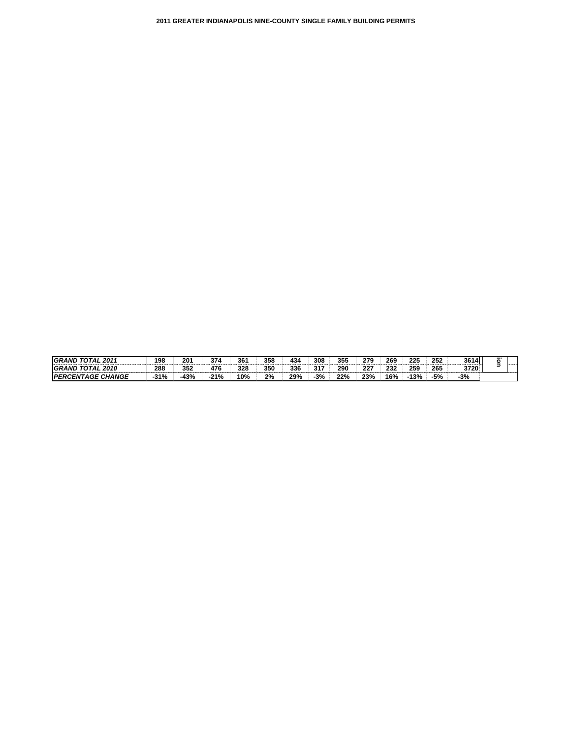**2011 GREATER INDIANAPOLIS NINE-COUNTY SINGLE FAMILY BUILDING PERMITS**

| | | | | | | | | | | | | | |
|---|---|---|---|---|---|---|---|---|---|---|---|---|---|
| *GRAND TOTAL 2011* | 198 | 201 | 374 | 361 | 358 | 434 | 308 | 355 | 279 | 269 | 225 | 252 | 3614 |
| *GRAND TOTAL 2010* | 288 | 352 | 476 | 328 | 350 | 336 | 317 | 290 | 227 | 232 | 259 | 265 | 3720 |
| *PERCENTAGE CHANGE* | -31% | -43% | -21% | 10% | 2% | 29% | -3% | 22% | 23% | 16% | -13% | -5% | -3% |